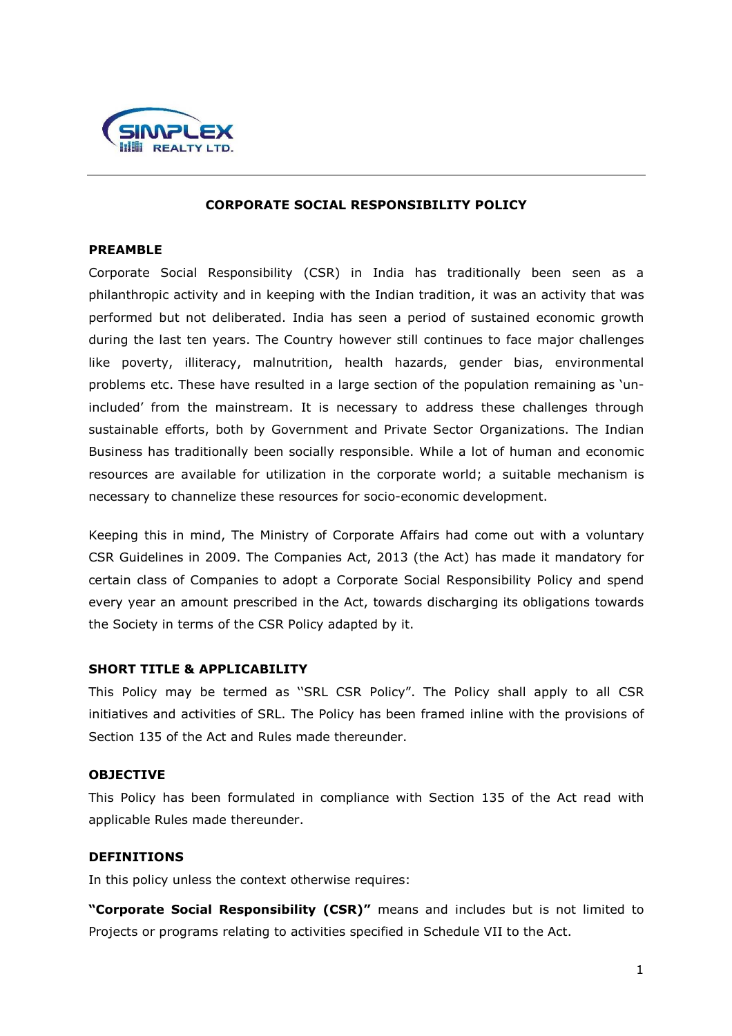# CORPORATE SOCIAL RESPONSIBILITY POLICY

## PREAMBLE

Corporate Social Responsibility (CSR) in India has traditionally been seen as a philanthropic activity and in keeping with the Indian tradition, it was an activity that was performed but not deliberated. India has seen a period of sustained economic growth during the last ten years. The Country however still continues to face major challenges like poverty, illiteracy, malnutrition, health hazards, gender bias, environmental problems etc. These have resulted in a large section of the population remaining as 'un-included' from the mainstream. It is necessary to address these challenges through sustainable efforts, both by Government and Private Sector Organizations. The Indian Business has traditionally been socially responsible. While a lot of human and economic resources are available for utilization in the corporate world; a suitable mechanism is necessary to channelize these resources for socio-economic development.

Keeping this in mind, The Ministry of Corporate Affairs had come out with a voluntary CSR Guidelines in 2009. The Companies Act, 2013 (the Act) has made it mandatory for certain class of Companies to adopt a Corporate Social Responsibility Policy and spend every year an amount prescribed in the Act, towards discharging its obligations towards the Society in terms of the CSR Policy adapted by it.

## SHORT TITLE & APPLICABILITY

This Policy may be termed as "SRL CSR Policy". The Policy shall apply to all CSR initiatives and activities of SRL. The Policy has been framed inline with the provisions of Section 135 of the Act and Rules made thereunder.

## OBJECTIVE

This Policy has been formulated in compliance with Section 135 of the Act read with applicable Rules made thereunder.

## DEFINITIONS

In this policy unless the context otherwise requires:

**"Corporate Social Responsibility (CSR)"** means and includes but is not limited to Projects or programs relating to activities specified in Schedule VII to the Act.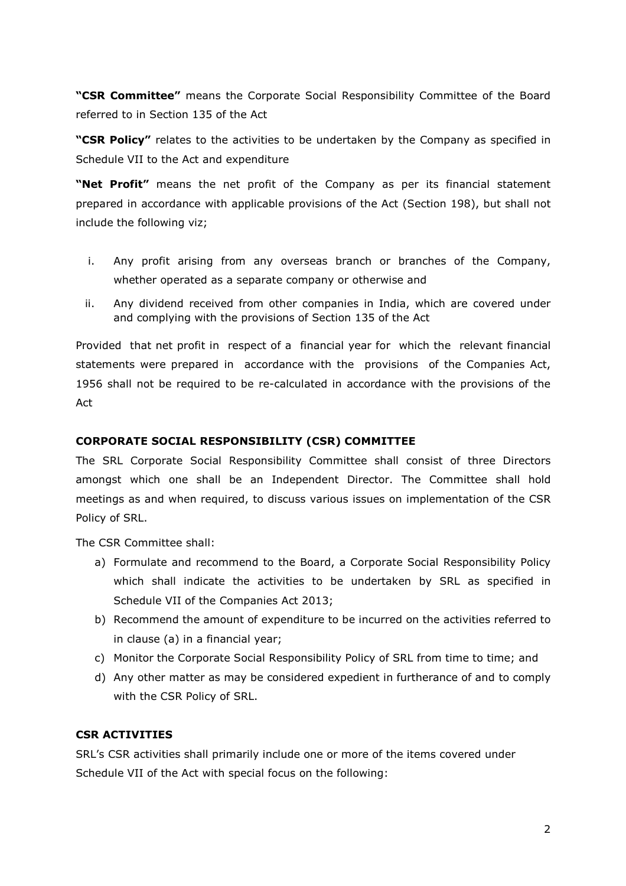**"CSR Committee"** means the Corporate Social Responsibility Committee of the Board referred to in Section 135 of the Act

**"CSR Policy"** relates to the activities to be undertaken by the Company as specified in Schedule VII to the Act and expenditure

**"Net Profit"** means the net profit of the Company as per its financial statement prepared in accordance with applicable provisions of the Act (Section 198), but shall not include the following viz;

i. Any profit arising from any overseas branch or branches of the Company, whether operated as a separate company or otherwise and

ii. Any dividend received from other companies in India, which are covered under and complying with the provisions of Section 135 of the Act

Provided that net profit in respect of a financial year for which the relevant financial statements were prepared in accordance with the provisions of the Companies Act, 1956 shall not be required to be re-calculated in accordance with the provisions of the Act

## CORPORATE SOCIAL RESPONSIBILITY (CSR) COMMITTEE

The SRL Corporate Social Responsibility Committee shall consist of three Directors amongst which one shall be an Independent Director. The Committee shall hold meetings as and when required, to discuss various issues on implementation of the CSR Policy of SRL.

The CSR Committee shall:

a) Formulate and recommend to the Board, a Corporate Social Responsibility Policy which shall indicate the activities to be undertaken by SRL as specified in Schedule VII of the Companies Act 2013;
b) Recommend the amount of expenditure to be incurred on the activities referred to in clause (a) in a financial year;
c) Monitor the Corporate Social Responsibility Policy of SRL from time to time; and
d) Any other matter as may be considered expedient in furtherance of and to comply with the CSR Policy of SRL.

## CSR ACTIVITIES

SRL's CSR activities shall primarily include one or more of the items covered under Schedule VII of the Act with special focus on the following: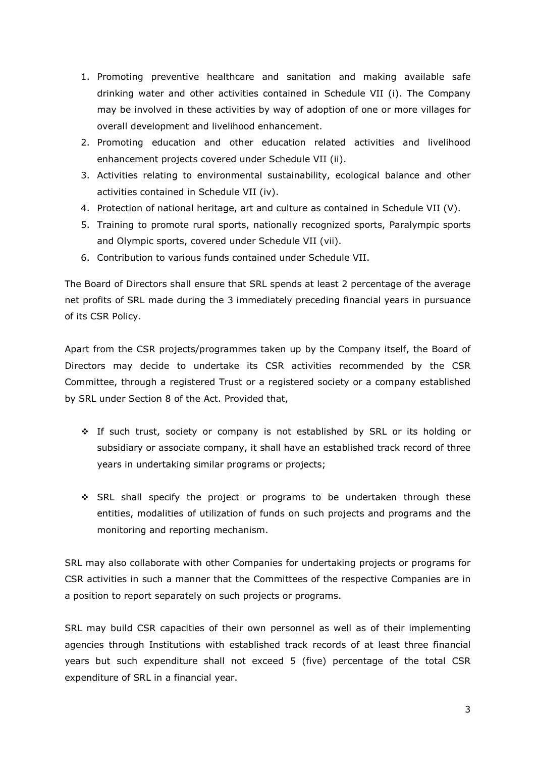1. Promoting preventive healthcare and sanitation and making available safe drinking water and other activities contained in Schedule VII (i). The Company may be involved in these activities by way of adoption of one or more villages for overall development and livelihood enhancement.
2. Promoting education and other education related activities and livelihood enhancement projects covered under Schedule VII (ii).
3. Activities relating to environmental sustainability, ecological balance and other activities contained in Schedule VII (iv).
4. Protection of national heritage, art and culture as contained in Schedule VII (V).
5. Training to promote rural sports, nationally recognized sports, Paralympic sports and Olympic sports, covered under Schedule VII (vii).
6. Contribution to various funds contained under Schedule VII.

The Board of Directors shall ensure that SRL spends at least 2 percentage of the average net profits of SRL made during the 3 immediately preceding financial years in pursuance of its CSR Policy.

Apart from the CSR projects/programmes taken up by the Company itself, the Board of Directors may decide to undertake its CSR activities recommended by the CSR Committee, through a registered Trust or a registered society or a company established by SRL under Section 8 of the Act. Provided that,

- If such trust, society or company is not established by SRL or its holding or subsidiary or associate company, it shall have an established track record of three years in undertaking similar programs or projects;

- SRL shall specify the project or programs to be undertaken through these entities, modalities of utilization of funds on such projects and programs and the monitoring and reporting mechanism.

SRL may also collaborate with other Companies for undertaking projects or programs for CSR activities in such a manner that the Committees of the respective Companies are in a position to report separately on such projects or programs.

SRL may build CSR capacities of their own personnel as well as of their implementing agencies through Institutions with established track records of at least three financial years but such expenditure shall not exceed 5 (five) percentage of the total CSR expenditure of SRL in a financial year.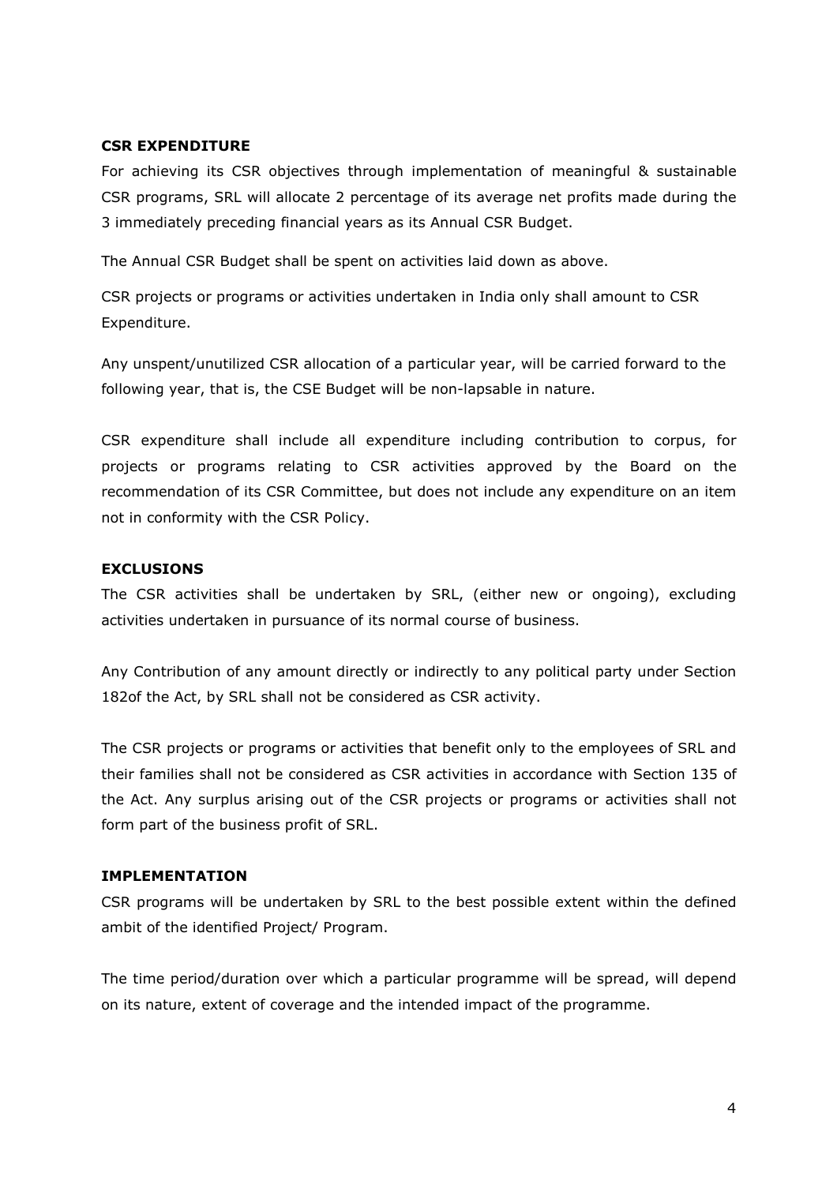**CSR EXPENDITURE**

For achieving its CSR objectives through implementation of meaningful & sustainable CSR programs, SRL will allocate 2 percentage of its average net profits made during the 3 immediately preceding financial years as its Annual CSR Budget.

The Annual CSR Budget shall be spent on activities laid down as above.

CSR projects or programs or activities undertaken in India only shall amount to CSR Expenditure.

Any unspent/unutilized CSR allocation of a particular year, will be carried forward to the following year, that is, the CSE Budget will be non-lapsable in nature.

CSR expenditure shall include all expenditure including contribution to corpus, for projects or programs relating to CSR activities approved by the Board on the recommendation of its CSR Committee, but does not include any expenditure on an item not in conformity with the CSR Policy.

**EXCLUSIONS**

The CSR activities shall be undertaken by SRL, (either new or ongoing), excluding activities undertaken in pursuance of its normal course of business.

Any Contribution of any amount directly or indirectly to any political party under Section 182of the Act, by SRL shall not be considered as CSR activity.

The CSR projects or programs or activities that benefit only to the employees of SRL and their families shall not be considered as CSR activities in accordance with Section 135 of the Act. Any surplus arising out of the CSR projects or programs or activities shall not form part of the business profit of SRL.

**IMPLEMENTATION**

CSR programs will be undertaken by SRL to the best possible extent within the defined ambit of the identified Project/ Program.

The time period/duration over which a particular programme will be spread, will depend on its nature, extent of coverage and the intended impact of the programme.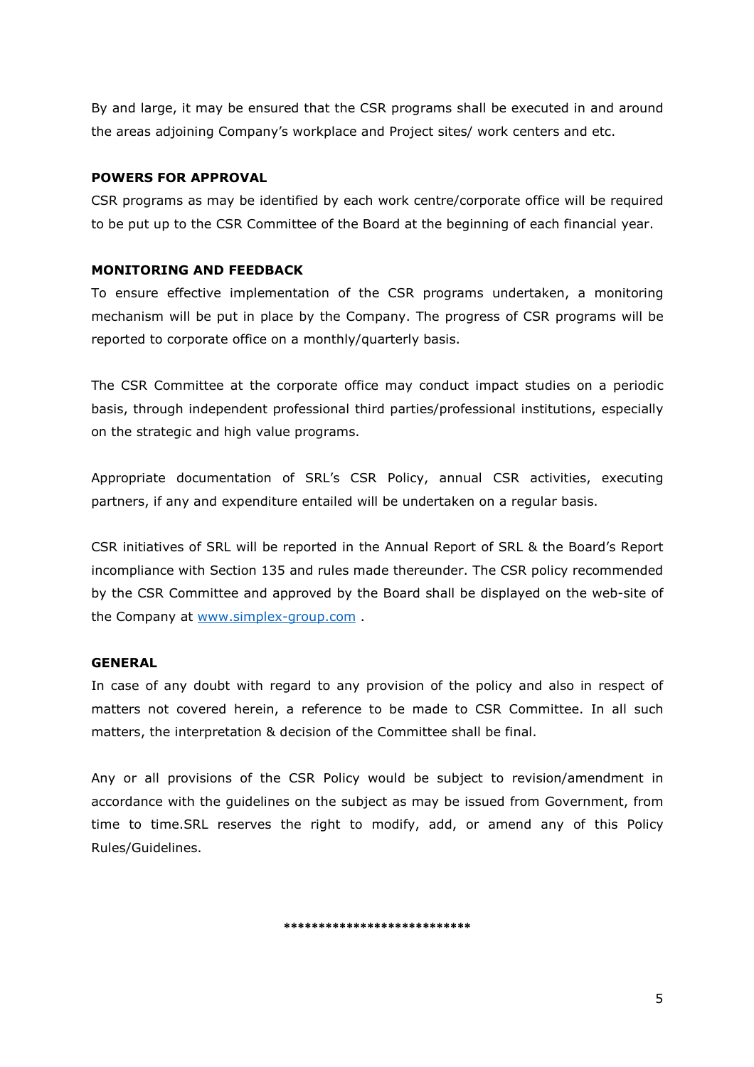By and large, it may be ensured that the CSR programs shall be executed in and around the areas adjoining Company's workplace and Project sites/ work centers and etc.

**POWERS FOR APPROVAL**

CSR programs as may be identified by each work centre/corporate office will be required to be put up to the CSR Committee of the Board at the beginning of each financial year.

**MONITORING AND FEEDBACK**

To ensure effective implementation of the CSR programs undertaken, a monitoring mechanism will be put in place by the Company. The progress of CSR programs will be reported to corporate office on a monthly/quarterly basis.

The CSR Committee at the corporate office may conduct impact studies on a periodic basis, through independent professional third parties/professional institutions, especially on the strategic and high value programs.

Appropriate documentation of SRL's CSR Policy, annual CSR activities, executing partners, if any and expenditure entailed will be undertaken on a regular basis.

CSR initiatives of SRL will be reported in the Annual Report of SRL & the Board's Report incompliance with Section 135 and rules made thereunder. The CSR policy recommended by the CSR Committee and approved by the Board shall be displayed on the web-site of the Company at www.simplex-group.com .

**GENERAL**

In case of any doubt with regard to any provision of the policy and also in respect of matters not covered herein, a reference to be made to CSR Committee. In all such matters, the interpretation & decision of the Committee shall be final.

Any or all provisions of the CSR Policy would be subject to revision/amendment in accordance with the guidelines on the subject as may be issued from Government, from time to time.SRL reserves the right to modify, add, or amend any of this Policy Rules/Guidelines.

***************************